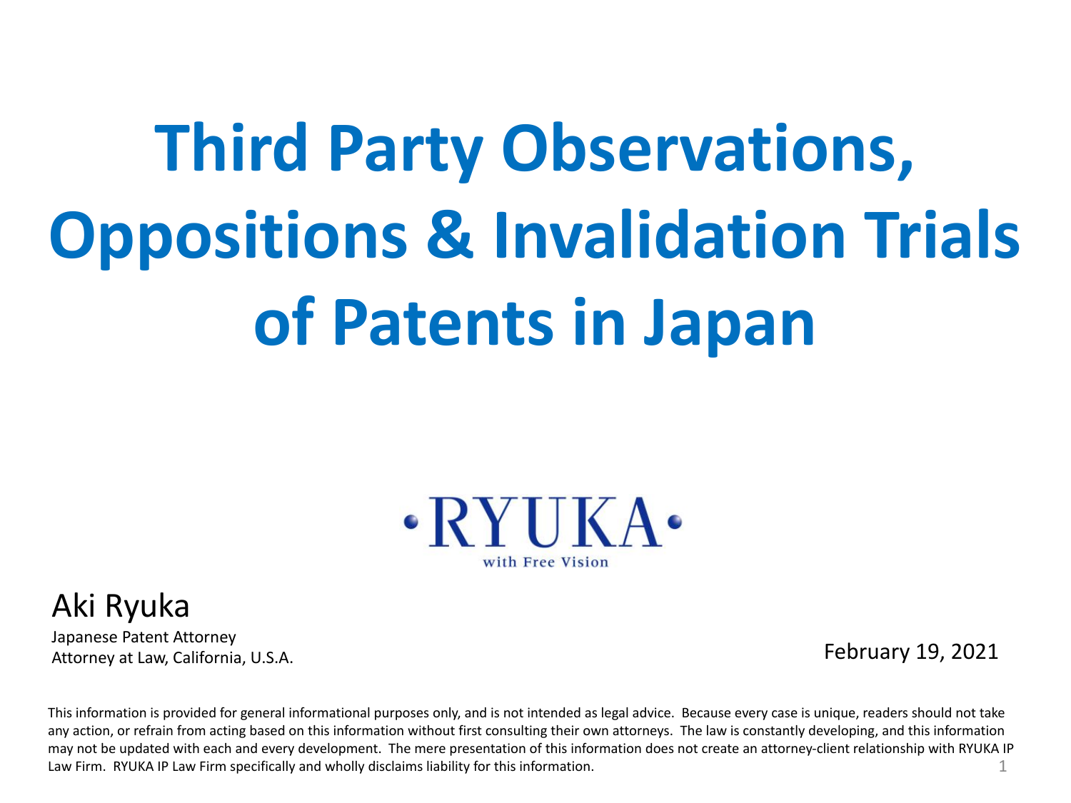# Third Party Observations, Oppositions & Invalidation Trials of Patents in Japan

RYUKA

with Free Vision

Aki Ryuka

Japanese Patent Attorney

Attorney at Law, California, U.S.A.

February 19, 2021

This information is provided for general informational purposes only, and is not intended as legal advice. Because every case is unique, readers should not take any action, or refrain from acting based on this information without first consulting their own attorneys. The law is constantly developing, and this information may not be updated with each and every development. The mere presentation of this information does not create an attorney-client relationship with RYUKA IP Law Firm. RYUKA IP Law Firm specifically and wholly disclaims liability for this information.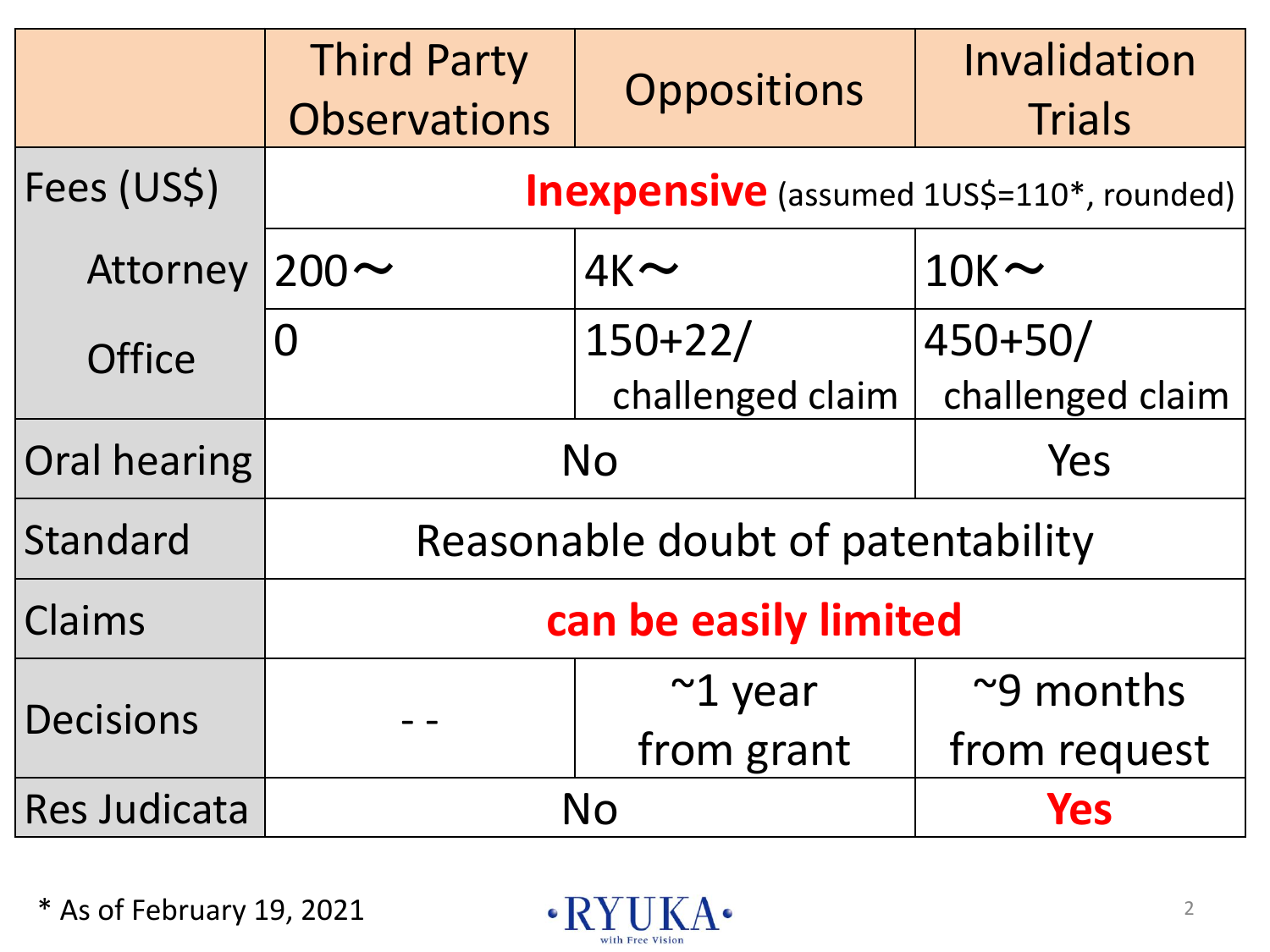| | Third Party Observations | Oppositions | Invalidation Trials |
|---|---|---|---|
| Fees (US$) | **Inexpensive** (assumed 1US$=110*, rounded) | | |
| Attorney | 200～ | 4K～ | 10K～ |
| Office | 0 | 150+22/ challenged claim | 450+50/ challenged claim |
| Oral hearing | No | | Yes |
| Standard | Reasonable doubt of patentability | | |
| Claims | **can be easily limited** | | |
| Decisions | - - | ~1 year from grant | ~9 months from request |
| Res Judicata | No | | **Yes** |

* As of February 19, 2021

RYUKA with Free Vision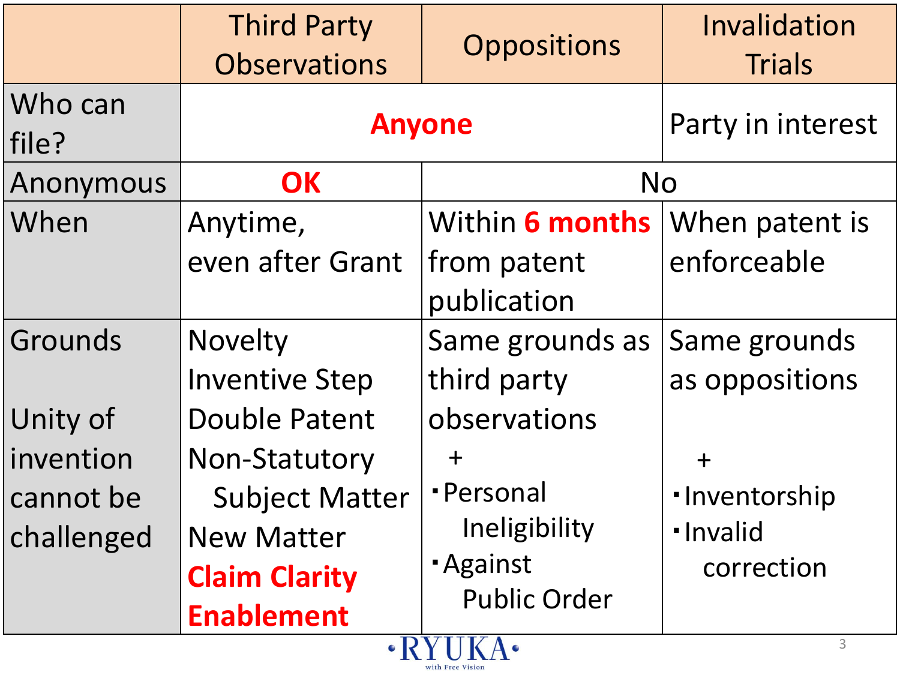| | Third Party Observations | Oppositions | Invalidation Trials |
|---|---|---|---|
| Who can file? | **Anyone** | **Anyone** | Party in interest |
| Anonymous | **OK** | No | No |
| When | Anytime, even after Grant | Within **6 months** from patent publication | When patent is enforceable |
| Grounds<br><br>Unity of invention cannot be challenged | Novelty<br>Inventive Step<br>Double Patent<br>Non-Statutory Subject Matter<br>New Matter<br>**Claim Clarity**<br>**Enablement** | Same grounds as third party observations<br>+<br>・Personal Ineligibility<br>・Against Public Order | Same grounds as oppositions<br>+<br>・Inventorship<br>・Invalid correction |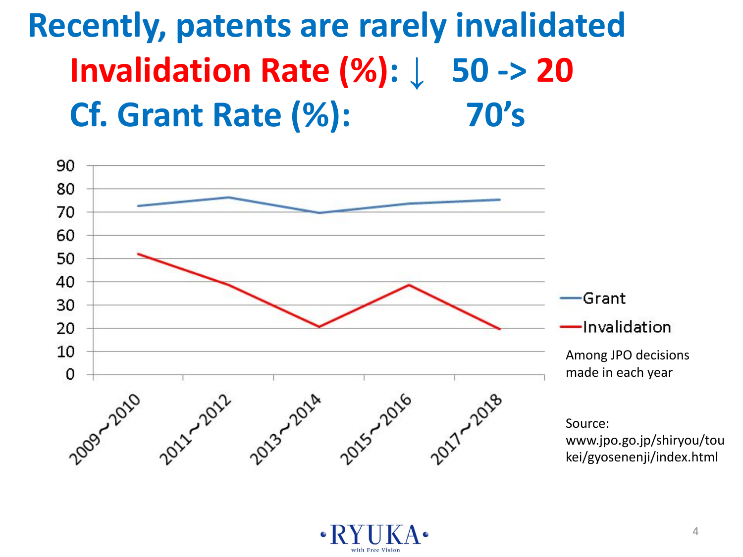# Recently, patents are rarely invalidated

**Invalidation Rate (%): ↓ 50 -> 20**

**Cf. Grant Rate (%): 70's**

| Period | Grant | Invalidation |
|---|---|---|
| 2009~2010 | | |
| 2011~2012 | | |
| 2013~2014 | | |
| 2015~2016 | | |
| 2017~2018 | | |

Among JPO decisions made in each year

Source: www.jpo.go.jp/shiryou/toukei/gyosenenji/index.html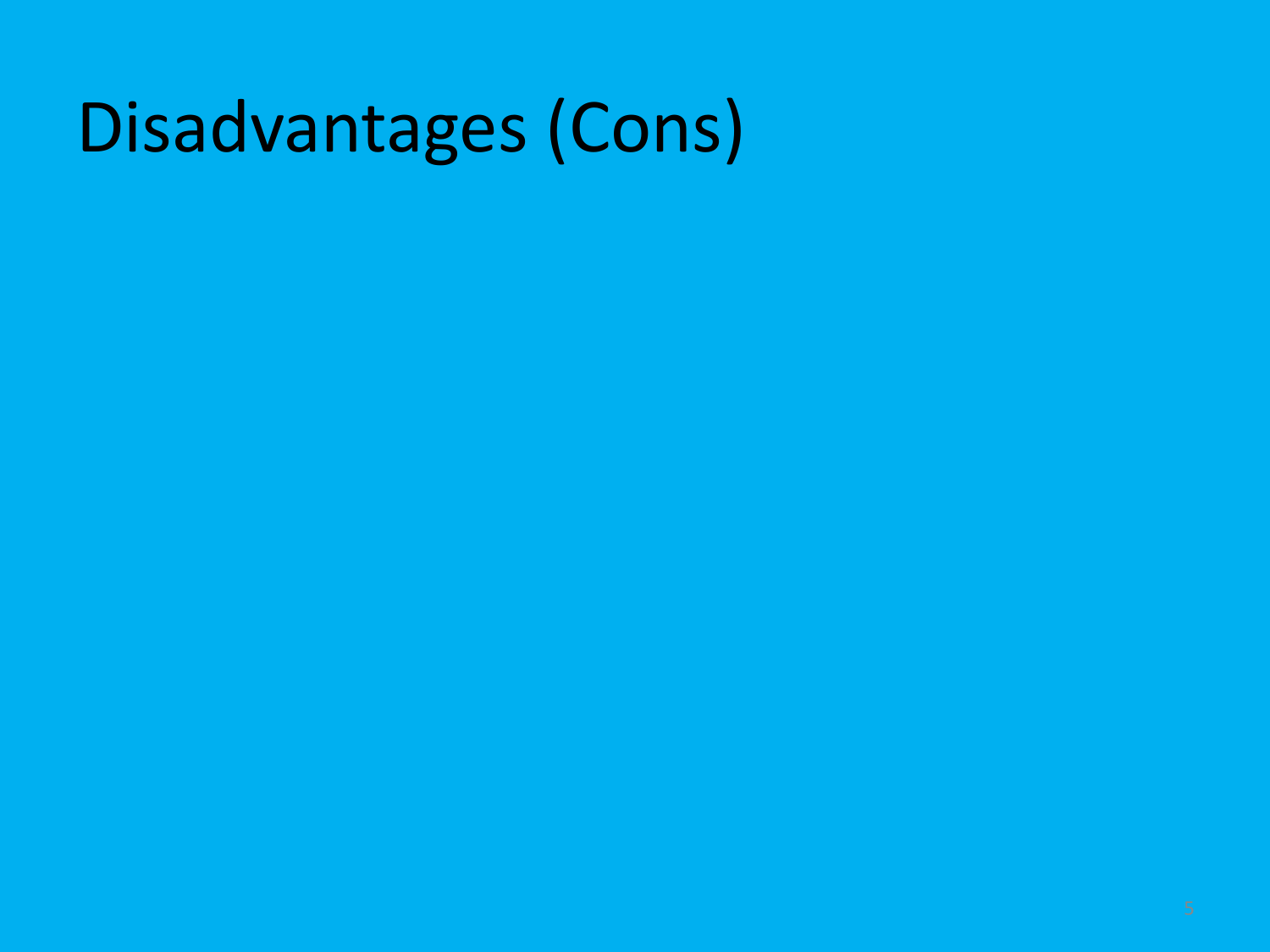# Disadvantages (Cons)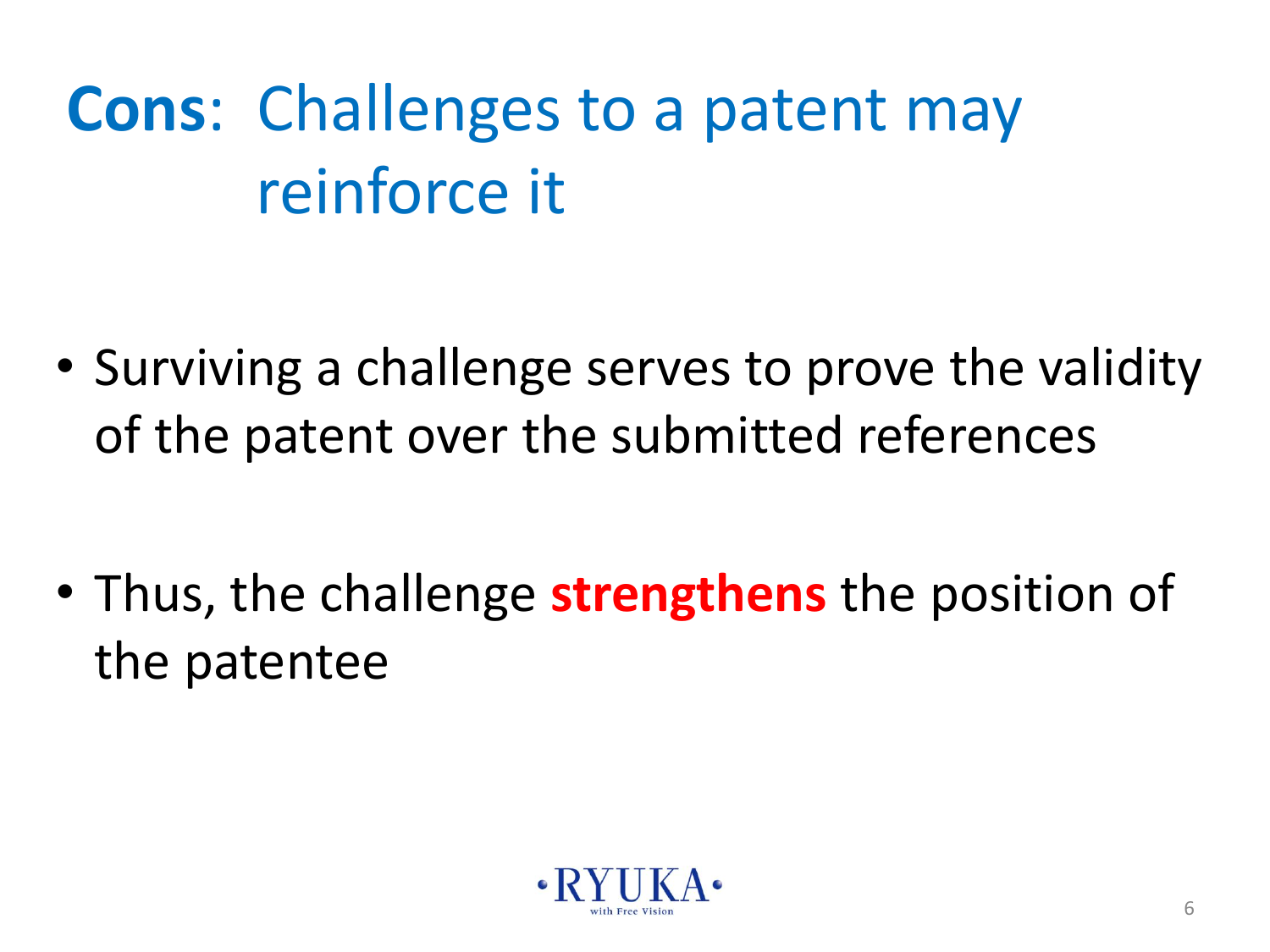# **Cons**: Challenges to a patent may reinforce it

- Surviving a challenge serves to prove the validity of the patent over the submitted references

- Thus, the challenge **strengthens** the position of the patentee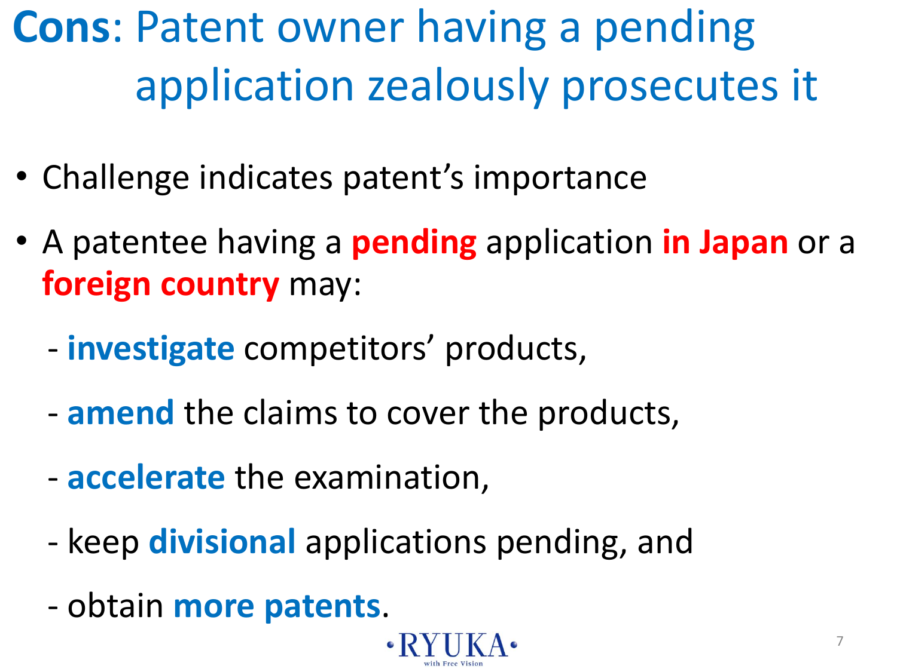# **Cons**: Patent owner having a pending application zealously prosecutes it

- Challenge indicates patent's importance
- A patentee having a **pending** application **in Japan** or a **foreign country** may:
  - **investigate** competitors' products,
  - **amend** the claims to cover the products,
  - **accelerate** the examination,
  - keep **divisional** applications pending, and
  - obtain **more patents**.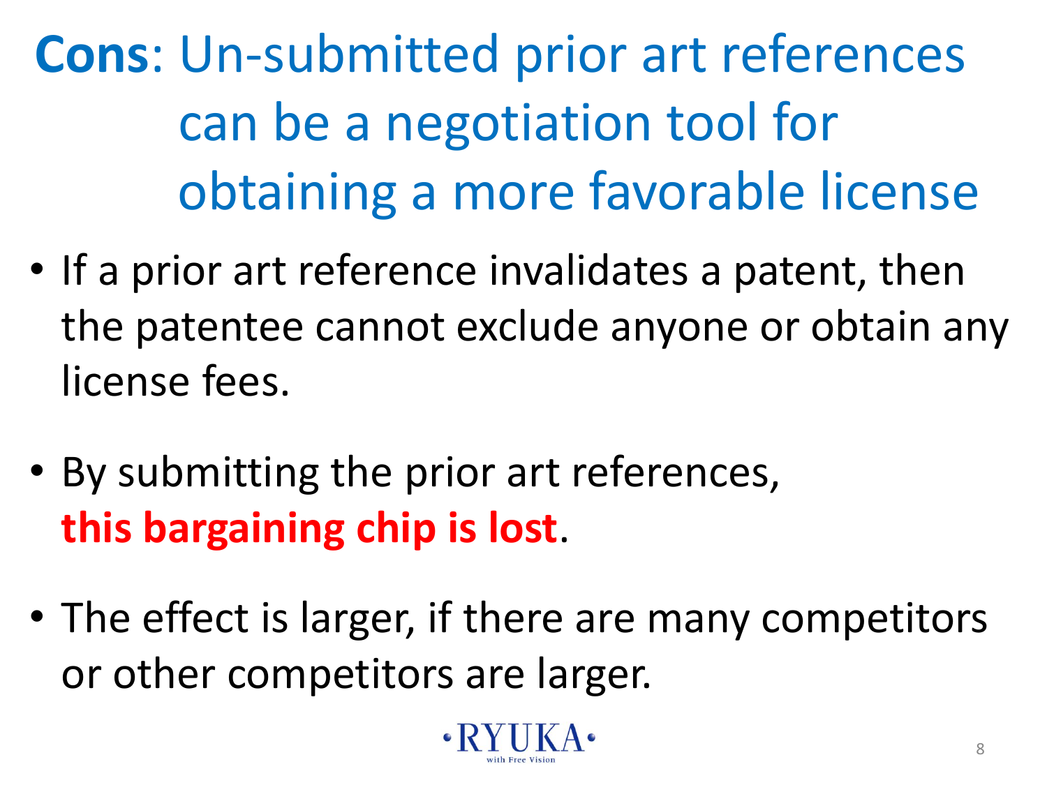# **Cons**: Un-submitted prior art references can be a negotiation tool for obtaining a more favorable license

- If a prior art reference invalidates a patent, then the patentee cannot exclude anyone or obtain any license fees.
- By submitting the prior art references, **this bargaining chip is lost**.
- The effect is larger, if there are many competitors or other competitors are larger.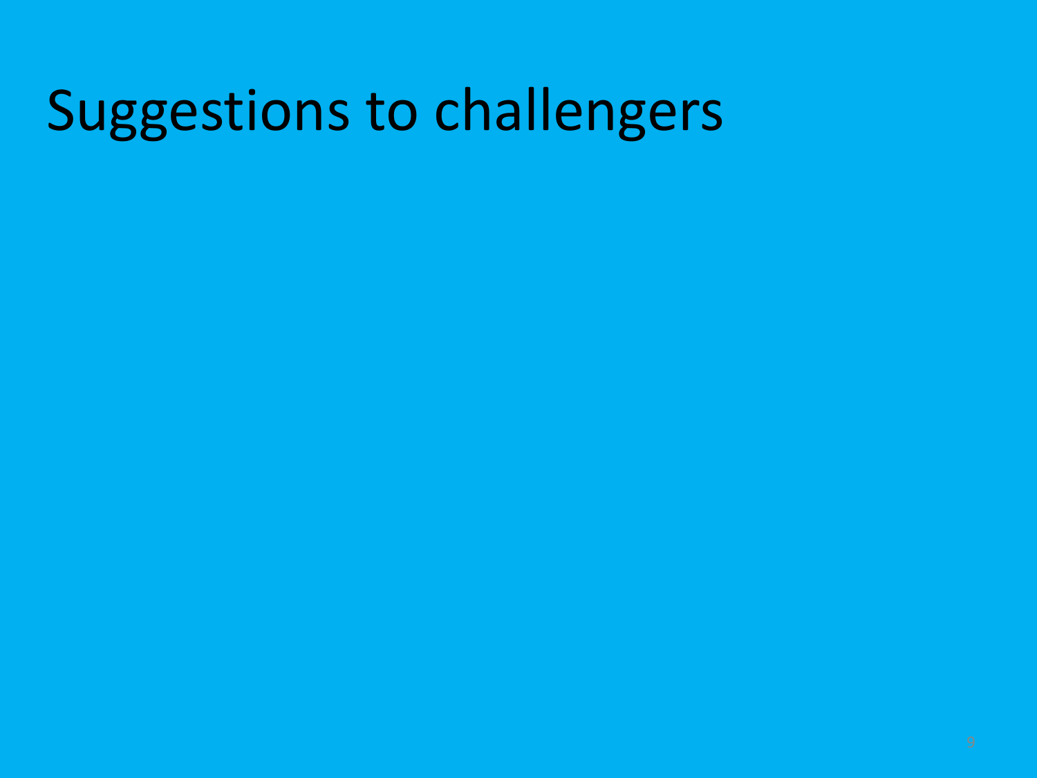# Suggestions to challengers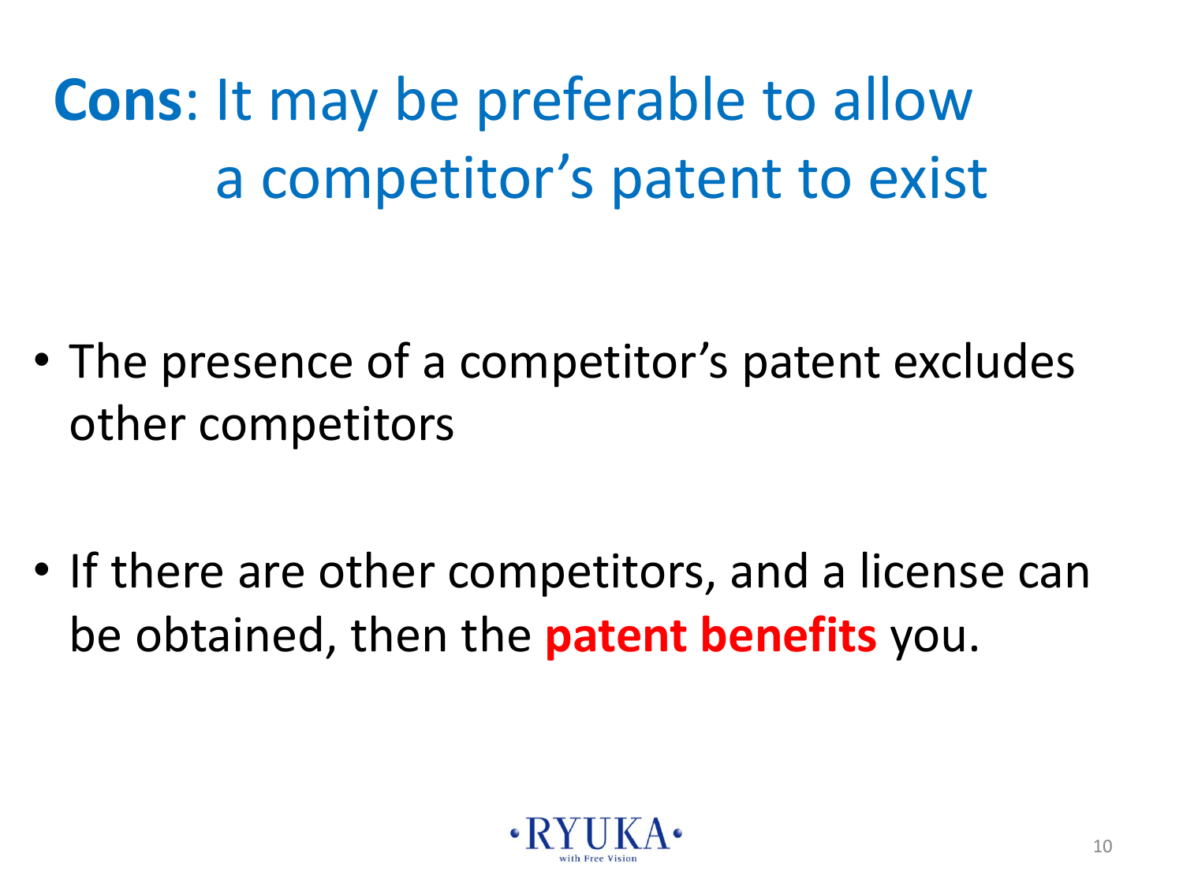# **Cons**: It may be preferable to allow a competitor's patent to exist

- The presence of a competitor's patent excludes other competitors

- If there are other competitors, and a license can be obtained, then the **patent benefits** you.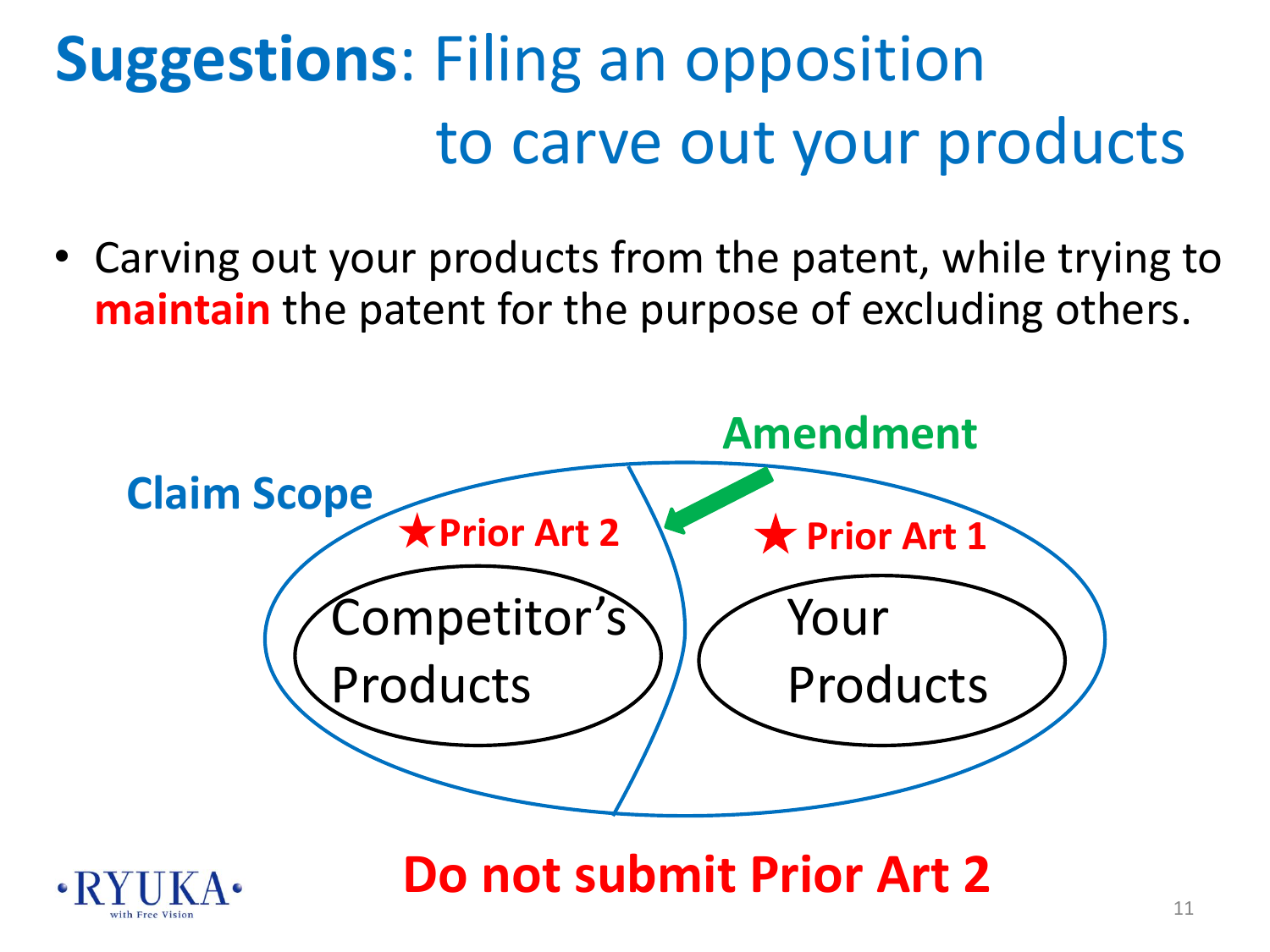# **Suggestions**: Filing an opposition to carve out your products

- Carving out your products from the patent, while trying to **maintain** the patent for the purpose of excluding others.

**Claim Scope**

**Amendment**

**★Prior Art 2**

**★ Prior Art 1**

Competitor's Products

Your Products

**Do not submit Prior Art 2**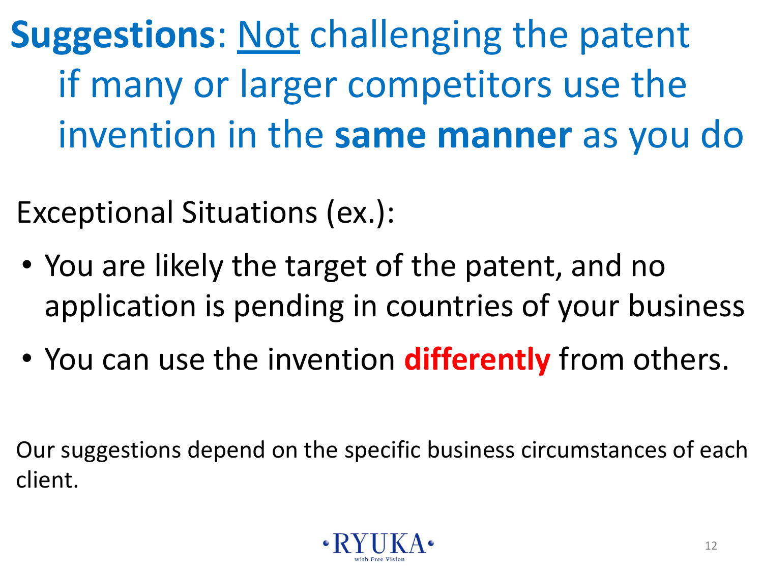# **Suggestions**: Not challenging the patent if many or larger competitors use the invention in the **same manner** as you do

Exceptional Situations (ex.):

- You are likely the target of the patent, and no application is pending in countries of your business
- You can use the invention **differently** from others.

Our suggestions depend on the specific business circumstances of each client.

RYUKA with Free Vision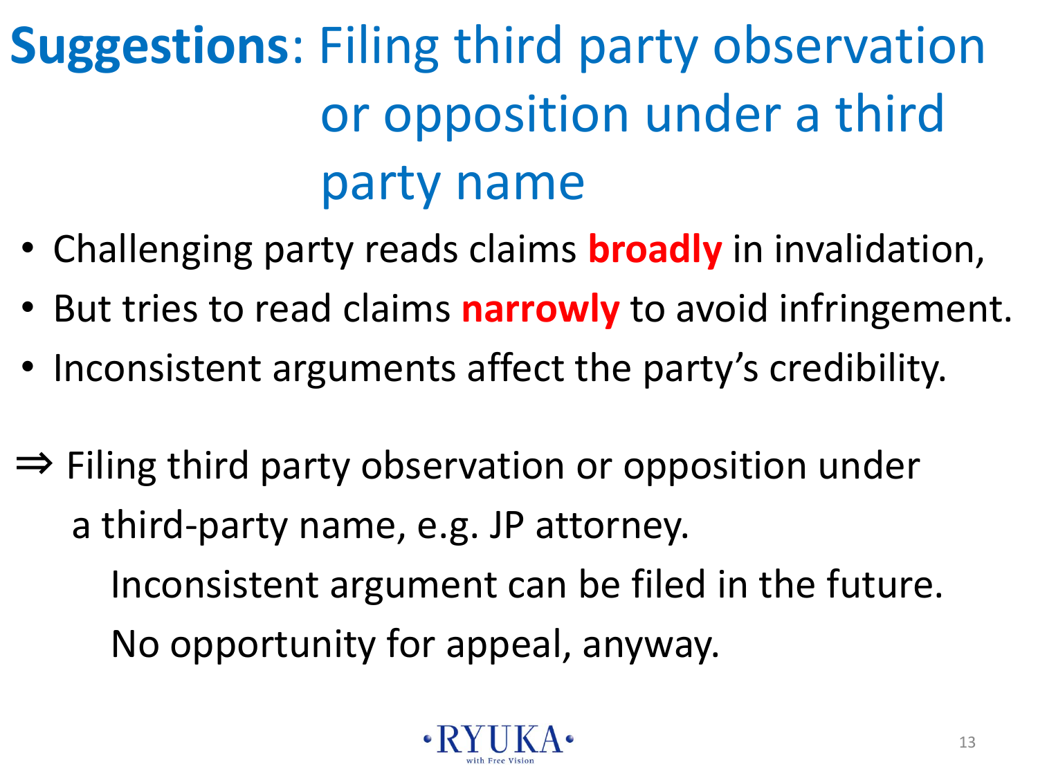# **Suggestions**: Filing third party observation or opposition under a third party name

- Challenging party reads claims **broadly** in invalidation,
- But tries to read claims **narrowly** to avoid infringement.
- Inconsistent arguments affect the party's credibility.

⇒ Filing third party observation or opposition under a third-party name, e.g. JP attorney.

Inconsistent argument can be filed in the future.

No opportunity for appeal, anyway.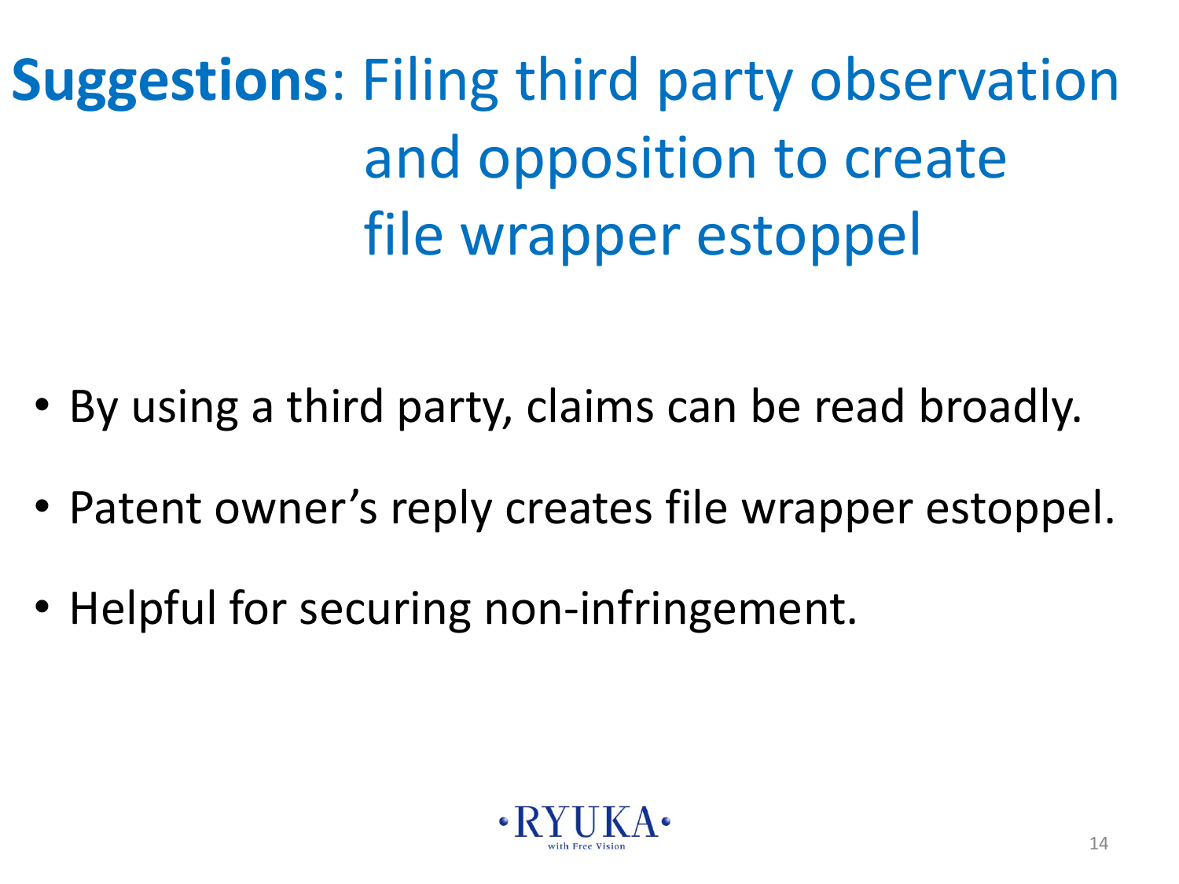# **Suggestions**: Filing third party observation and opposition to create file wrapper estoppel

- By using a third party, claims can be read broadly.
- Patent owner's reply creates file wrapper estoppel.
- Helpful for securing non-infringement.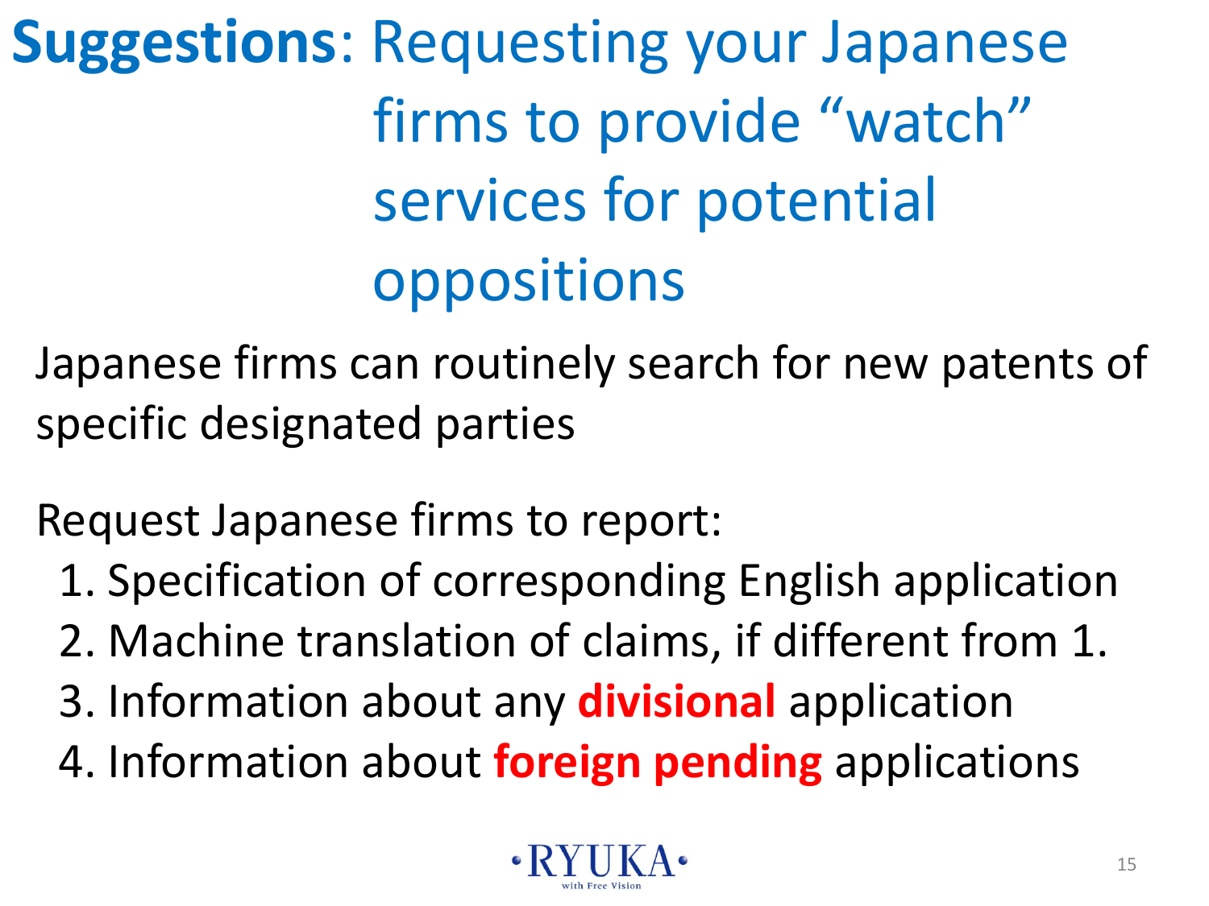# **Suggestions**: Requesting your Japanese firms to provide "watch" services for potential oppositions

Japanese firms can routinely search for new patents of specific designated parties

Request Japanese firms to report:

1. Specification of corresponding English application
2. Machine translation of claims, if different from 1.
3. Information about any **divisional** application
4. Information about **foreign pending** applications

RYUKA with Free Vision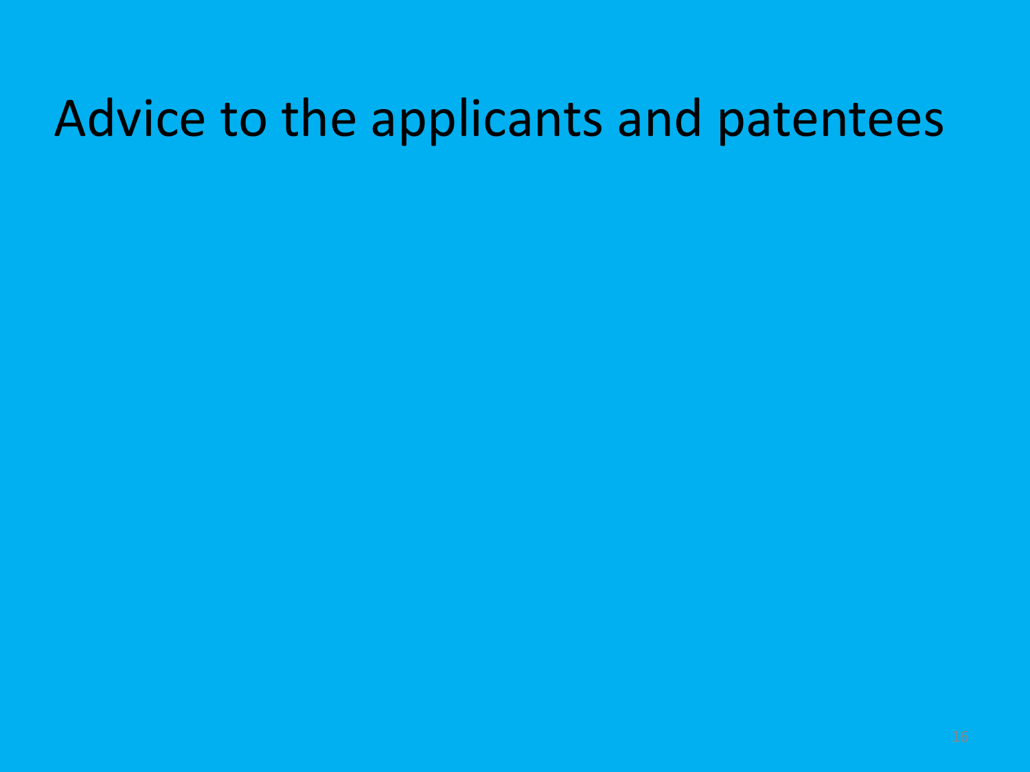# Advice to the applicants and patentees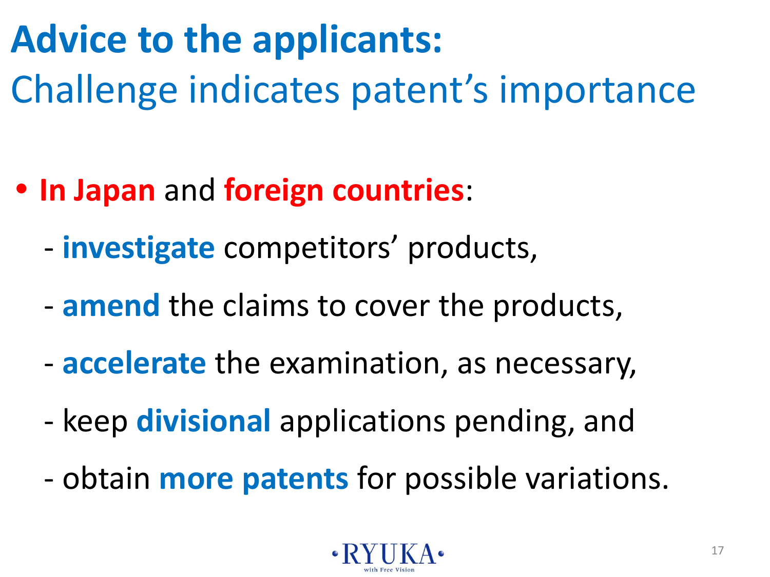# **Advice to the applicants:**

## Challenge indicates patent's importance

- **In Japan** and **foreign countries**:
  - **investigate** competitors' products,
  - **amend** the claims to cover the products,
  - **accelerate** the examination, as necessary,
  - keep **divisional** applications pending, and
  - obtain **more patents** for possible variations.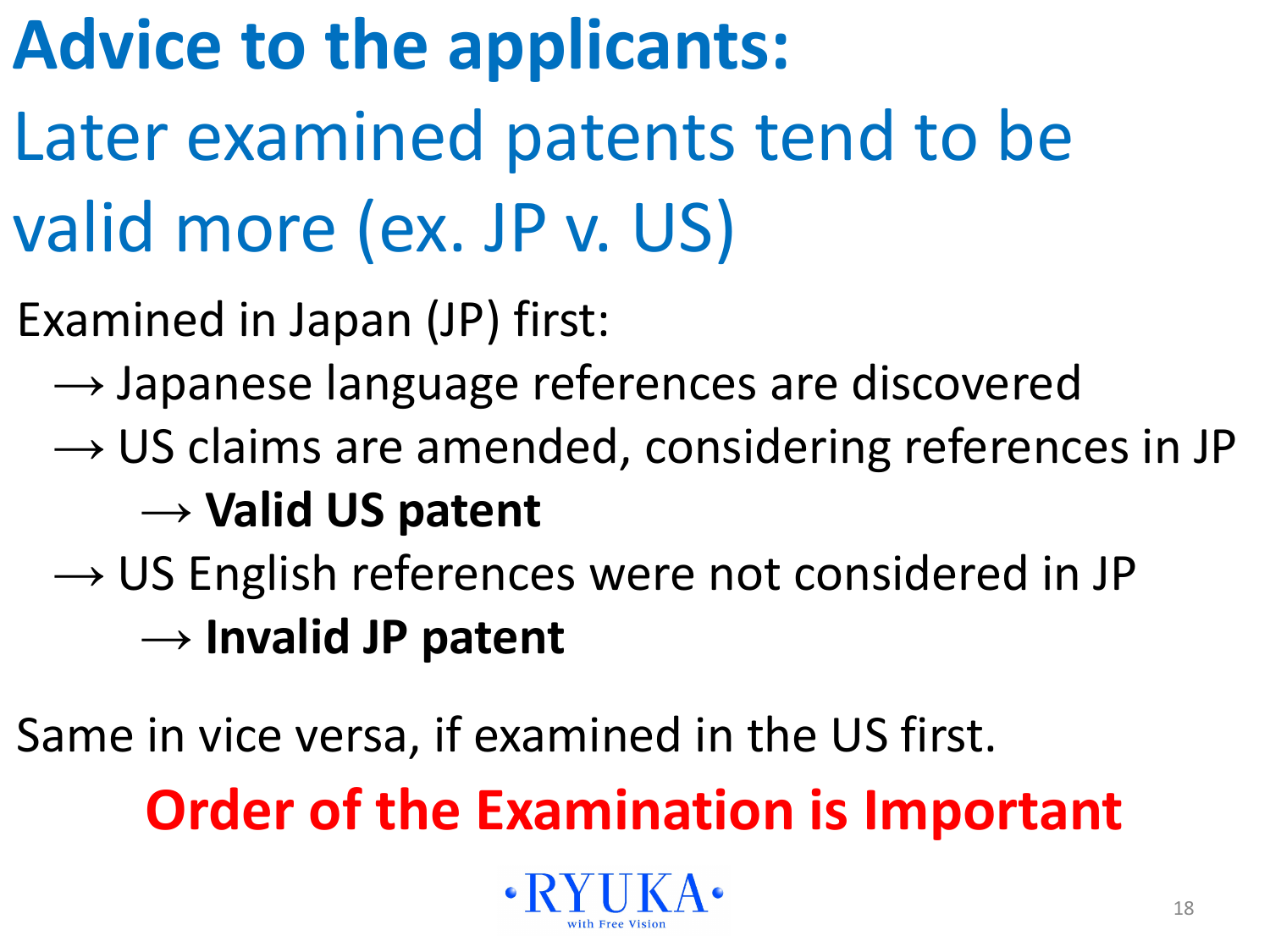# Advice to the applicants:

## Later examined patents tend to be valid more (ex. JP v. US)

Examined in Japan (JP) first:

→ Japanese language references are discovered

→ US claims are amended, considering references in JP

→ **Valid US patent**

→ US English references were not considered in JP

→ **Invalid JP patent**

Same in vice versa, if examined in the US first.

**Order of the Examination is Important**

RYUKA
with Free Vision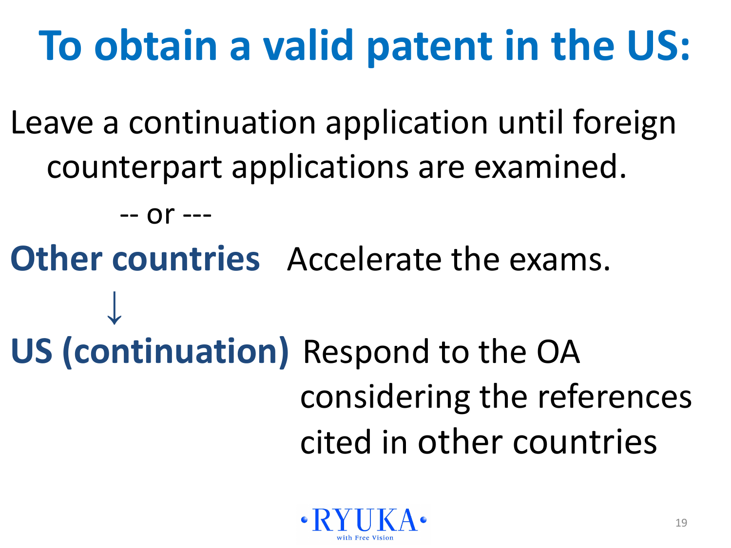# To obtain a valid patent in the US:

Leave a continuation application until foreign counterpart applications are examined.

-- or ---

**Other countries** Accelerate the exams.

↓

**US (continuation)** Respond to the OA considering the references cited in other countries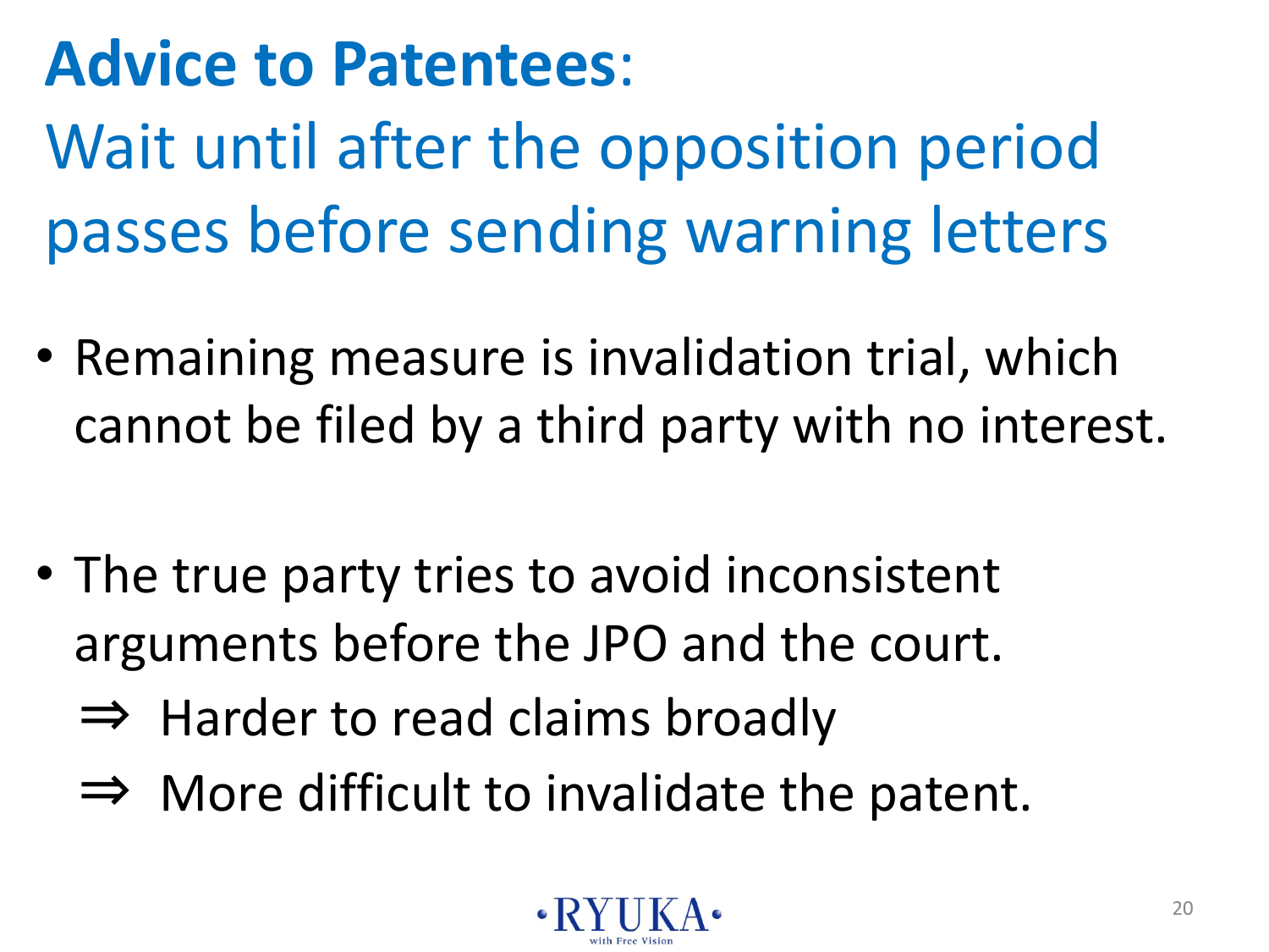# **Advice to Patentees**:

## Wait until after the opposition period passes before sending warning letters

- Remaining measure is invalidation trial, which cannot be filed by a third party with no interest.

- The true party tries to avoid inconsistent arguments before the JPO and the court.

  ⇒ Harder to read claims broadly

  ⇒ More difficult to invalidate the patent.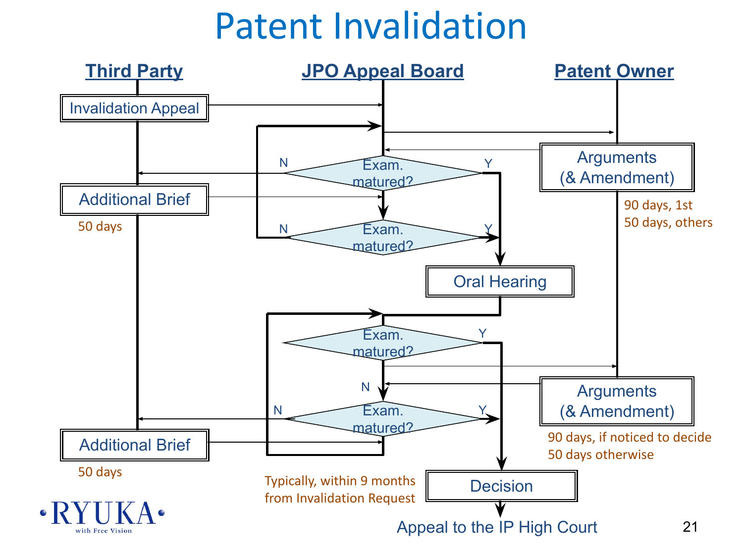# Patent Invalidation

Third Party

JPO Appeal Board

Patent Owner

Invalidation Appeal

Exam. matured?

N

Y

Arguments (& Amendment)

90 days, 1st
50 days, others

Additional Brief

50 days

Exam. matured?

N

Y

Oral Hearing

Exam. matured?

Y

N

Arguments (& Amendment)

90 days, if noticed to decide
50 days otherwise

Exam. matured?

N

Y

Additional Brief

50 days

Typically, within 9 months from Invalidation Request

Decision

Appeal to the IP High Court

RYUKA with Free Vision